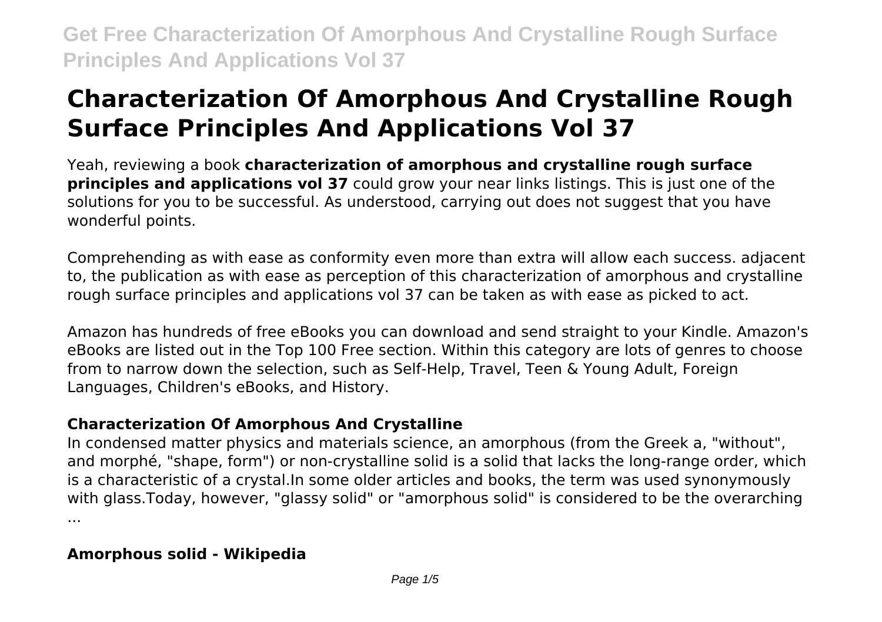# Characterization Of Amorphous And Crystalline Rough Surface Principles And Applications Vol 37

Yeah, reviewing a book **characterization of amorphous and crystalline rough surface principles and applications vol 37** could grow your near links listings. This is just one of the solutions for you to be successful. As understood, carrying out does not suggest that you have wonderful points.

Comprehending as with ease as conformity even more than extra will allow each success. adjacent to, the publication as with ease as perception of this characterization of amorphous and crystalline rough surface principles and applications vol 37 can be taken as with ease as picked to act.

Amazon has hundreds of free eBooks you can download and send straight to your Kindle. Amazon's eBooks are listed out in the Top 100 Free section. Within this category are lots of genres to choose from to narrow down the selection, such as Self-Help, Travel, Teen & Young Adult, Foreign Languages, Children's eBooks, and History.

### Characterization Of Amorphous And Crystalline

In condensed matter physics and materials science, an amorphous (from the Greek a, "without", and morphé, "shape, form") or non-crystalline solid is a solid that lacks the long-range order, which is a characteristic of a crystal.In some older articles and books, the term was used synonymously with glass.Today, however, "glassy solid" or "amorphous solid" is considered to be the overarching ...

### Amorphous solid - Wikipedia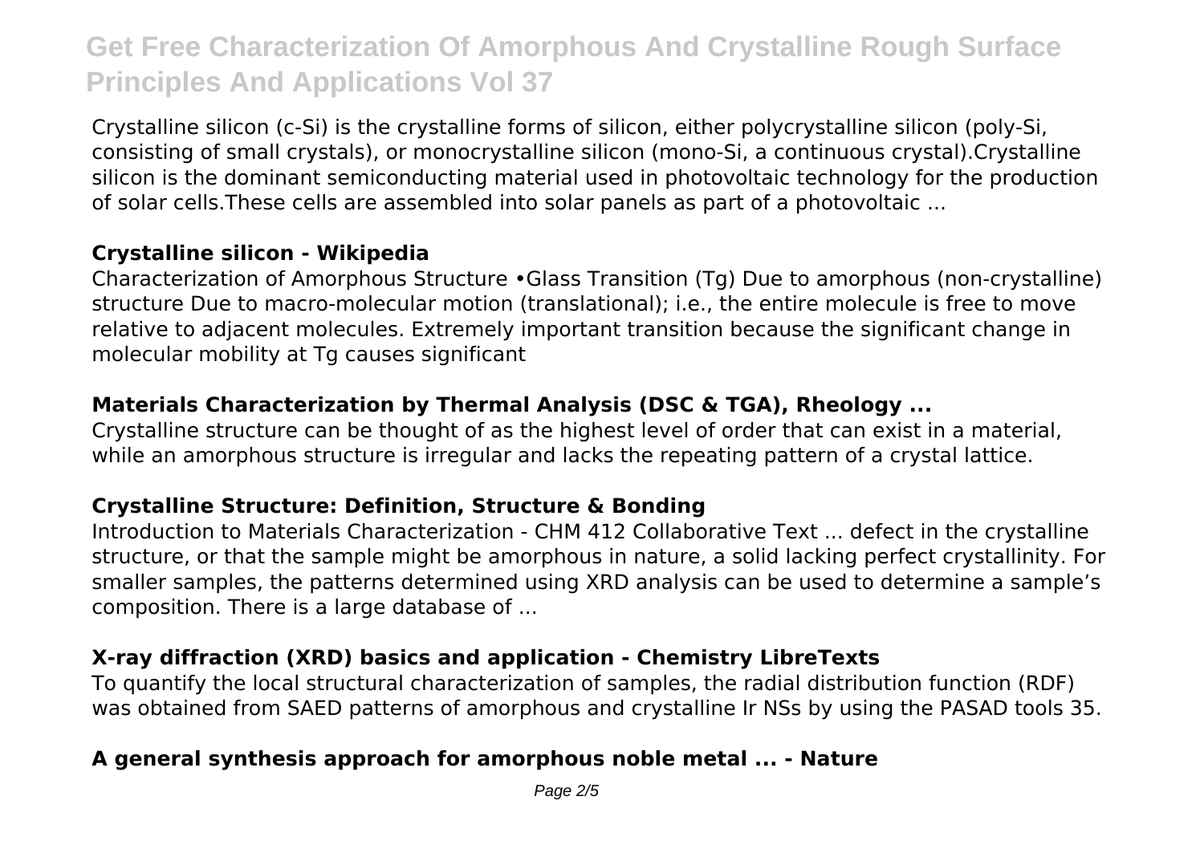Crystalline silicon (c-Si) is the crystalline forms of silicon, either polycrystalline silicon (poly-Si, consisting of small crystals), or monocrystalline silicon (mono-Si, a continuous crystal).Crystalline silicon is the dominant semiconducting material used in photovoltaic technology for the production of solar cells.These cells are assembled into solar panels as part of a photovoltaic ...

### Crystalline silicon - Wikipedia

Characterization of Amorphous Structure •Glass Transition (Tg) Due to amorphous (non-crystalline) structure Due to macro-molecular motion (translational); i.e., the entire molecule is free to move relative to adjacent molecules. Extremely important transition because the significant change in molecular mobility at Tg causes significant

### Materials Characterization by Thermal Analysis (DSC & TGA), Rheology ...

Crystalline structure can be thought of as the highest level of order that can exist in a material, while an amorphous structure is irregular and lacks the repeating pattern of a crystal lattice.

### Crystalline Structure: Definition, Structure & Bonding

Introduction to Materials Characterization - CHM 412 Collaborative Text ... defect in the crystalline structure, or that the sample might be amorphous in nature, a solid lacking perfect crystallinity. For smaller samples, the patterns determined using XRD analysis can be used to determine a sample's composition. There is a large database of ...

### X-ray diffraction (XRD) basics and application - Chemistry LibreTexts

To quantify the local structural characterization of samples, the radial distribution function (RDF) was obtained from SAED patterns of amorphous and crystalline Ir NSs by using the PASAD tools 35.

### A general synthesis approach for amorphous noble metal ... - Nature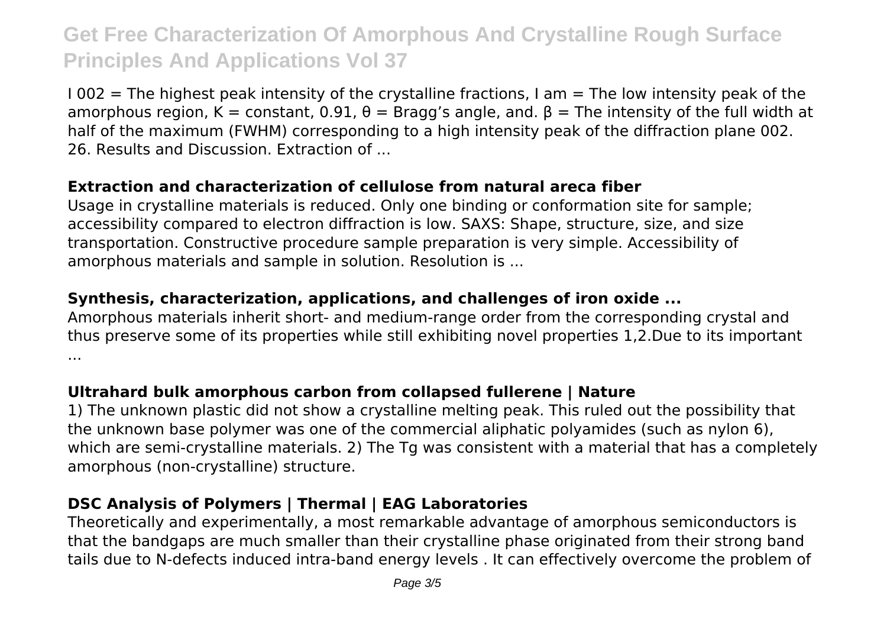I 002 = The highest peak intensity of the crystalline fractions, I am = The low intensity peak of the amorphous region, K = constant, 0.91, θ = Bragg's angle, and. β = The intensity of the full width at half of the maximum (FWHM) corresponding to a high intensity peak of the diffraction plane 002. 26. Results and Discussion. Extraction of ...

### Extraction and characterization of cellulose from natural areca fiber

Usage in crystalline materials is reduced. Only one binding or conformation site for sample; accessibility compared to electron diffraction is low. SAXS: Shape, structure, size, and size transportation. Constructive procedure sample preparation is very simple. Accessibility of amorphous materials and sample in solution. Resolution is ...

### Synthesis, characterization, applications, and challenges of iron oxide ...

Amorphous materials inherit short- and medium-range order from the corresponding crystal and thus preserve some of its properties while still exhibiting novel properties 1,2.Due to its important ...

### Ultrahard bulk amorphous carbon from collapsed fullerene | Nature

1) The unknown plastic did not show a crystalline melting peak. This ruled out the possibility that the unknown base polymer was one of the commercial aliphatic polyamides (such as nylon 6), which are semi-crystalline materials. 2) The Tg was consistent with a material that has a completely amorphous (non-crystalline) structure.

### DSC Analysis of Polymers | Thermal | EAG Laboratories

Theoretically and experimentally, a most remarkable advantage of amorphous semiconductors is that the bandgaps are much smaller than their crystalline phase originated from their strong band tails due to N-defects induced intra-band energy levels . It can effectively overcome the problem of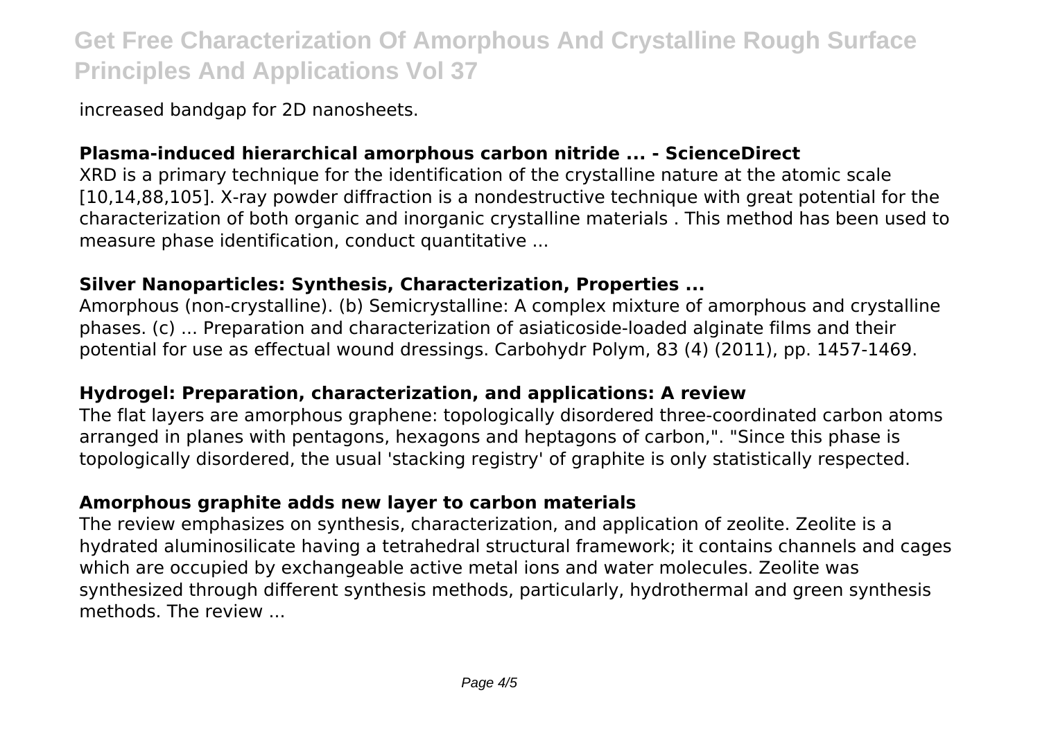increased bandgap for 2D nanosheets.

## Plasma-induced hierarchical amorphous carbon nitride ... - ScienceDirect

XRD is a primary technique for the identification of the crystalline nature at the atomic scale [10,14,88,105]. X-ray powder diffraction is a nondestructive technique with great potential for the characterization of both organic and inorganic crystalline materials . This method has been used to measure phase identification, conduct quantitative ...

## Silver Nanoparticles: Synthesis, Characterization, Properties ...

Amorphous (non-crystalline). (b) Semicrystalline: A complex mixture of amorphous and crystalline phases. (c) ... Preparation and characterization of asiaticoside-loaded alginate films and their potential for use as effectual wound dressings. Carbohydr Polym, 83 (4) (2011), pp. 1457-1469.

## Hydrogel: Preparation, characterization, and applications: A review

The flat layers are amorphous graphene: topologically disordered three-coordinated carbon atoms arranged in planes with pentagons, hexagons and heptagons of carbon,". "Since this phase is topologically disordered, the usual 'stacking registry' of graphite is only statistically respected.

## Amorphous graphite adds new layer to carbon materials

The review emphasizes on synthesis, characterization, and application of zeolite. Zeolite is a hydrated aluminosilicate having a tetrahedral structural framework; it contains channels and cages which are occupied by exchangeable active metal ions and water molecules. Zeolite was synthesized through different synthesis methods, particularly, hydrothermal and green synthesis methods. The review ...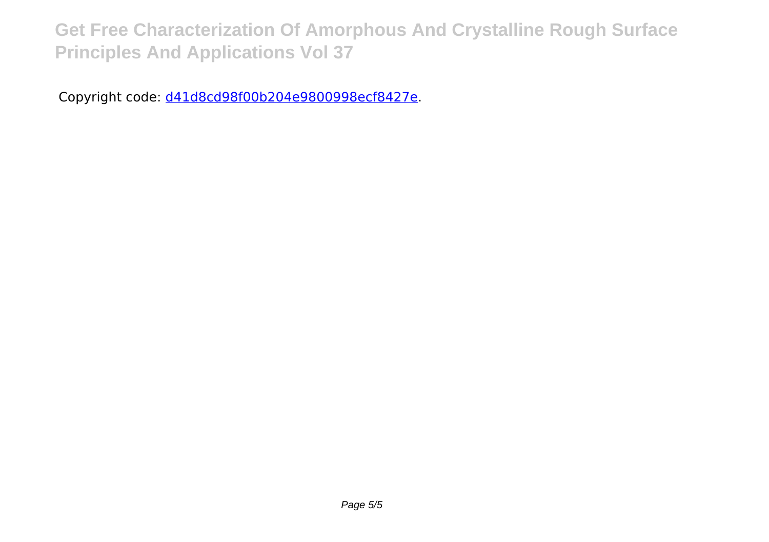Copyright code: [d41d8cd98f00b204e9800998ecf8427e](d41d8cd98f00b204e9800998ecf8427e).